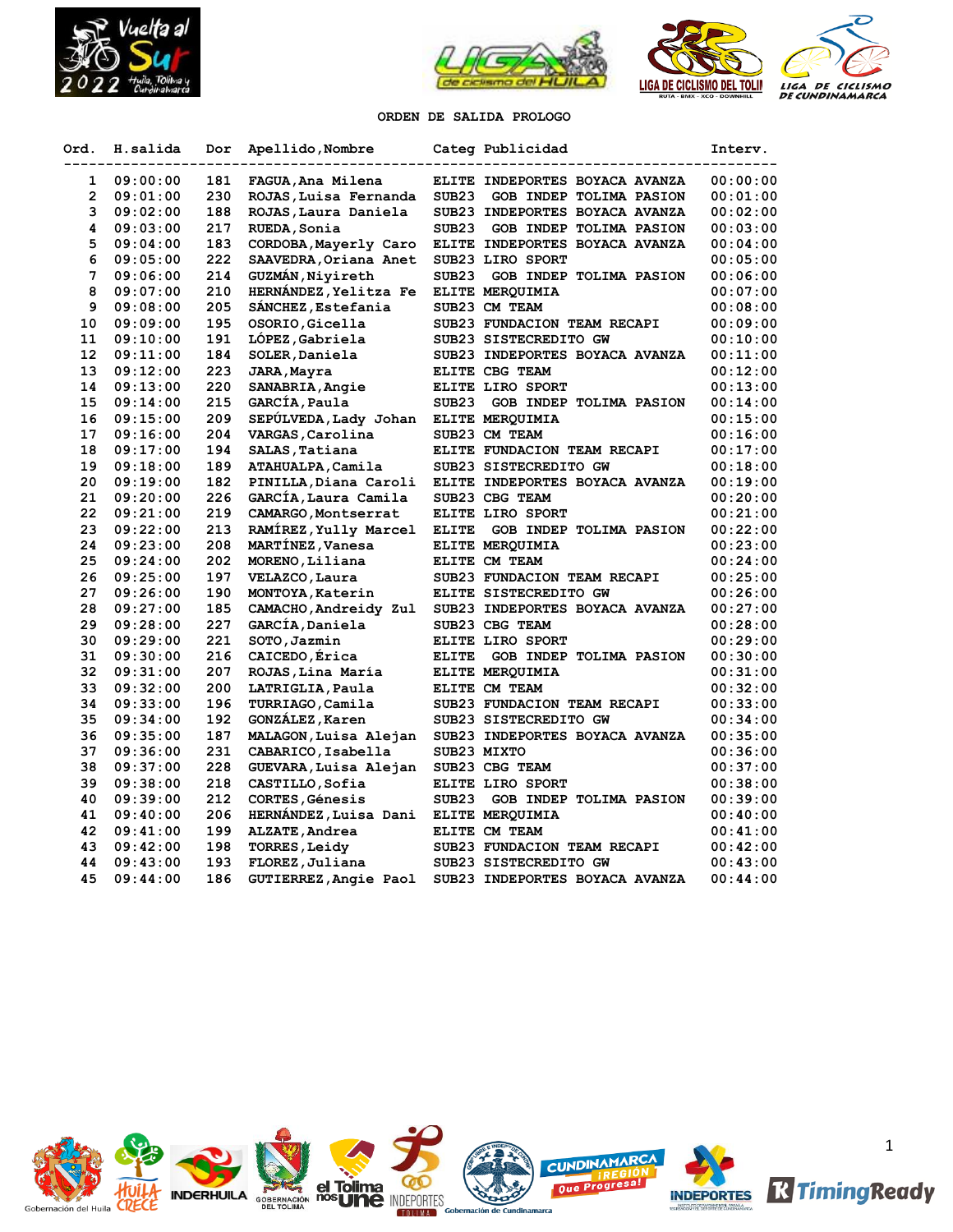## ORDEN DE SALIDA PROLOGO

| Ord. | H.salida | Dor | Apellido,Nombre | Categ | Publicidad | Interv. |
|---|---|---|---|---|---|---|
| 1 | 09:00:00 | 181 | FAGUA,Ana Milena | ELITE | INDEPORTES BOYACA AVANZA | 00:00:00 |
| 2 | 09:01:00 | 230 | ROJAS,Luisa Fernanda | SUB23 | GOB INDEP TOLIMA PASION | 00:01:00 |
| 3 | 09:02:00 | 188 | ROJAS,Laura Daniela | SUB23 | INDEPORTES BOYACA AVANZA | 00:02:00 |
| 4 | 09:03:00 | 217 | RUEDA,Sonia | SUB23 | GOB INDEP TOLIMA PASION | 00:03:00 |
| 5 | 09:04:00 | 183 | CORDOBA,Mayerly Caro | ELITE | INDEPORTES BOYACA AVANZA | 00:04:00 |
| 6 | 09:05:00 | 222 | SAAVEDRA,Oriana Anet | SUB23 | LIRO SPORT | 00:05:00 |
| 7 | 09:06:00 | 214 | GUZMÁN,Niyireth | SUB23 | GOB INDEP TOLIMA PASION | 00:06:00 |
| 8 | 09:07:00 | 210 | HERNÁNDEZ,Yelitza Fe | ELITE | MERQUIMIA | 00:07:00 |
| 9 | 09:08:00 | 205 | SÁNCHEZ,Estefania | SUB23 | CM TEAM | 00:08:00 |
| 10 | 09:09:00 | 195 | OSORIO,Gicella | SUB23 | FUNDACION TEAM RECAPI | 00:09:00 |
| 11 | 09:10:00 | 191 | LÓPEZ,Gabriela | SUB23 | SISTECREDITO GW | 00:10:00 |
| 12 | 09:11:00 | 184 | SOLER,Daniela | SUB23 | INDEPORTES BOYACA AVANZA | 00:11:00 |
| 13 | 09:12:00 | 223 | JARA,Mayra | ELITE | CBG TEAM | 00:12:00 |
| 14 | 09:13:00 | 220 | SANABRIA,Angie | ELITE | LIRO SPORT | 00:13:00 |
| 15 | 09:14:00 | 215 | GARCÍA,Paula | SUB23 | GOB INDEP TOLIMA PASION | 00:14:00 |
| 16 | 09:15:00 | 209 | SEPÚLVEDA,Lady Johan | ELITE | MERQUIMIA | 00:15:00 |
| 17 | 09:16:00 | 204 | VARGAS,Carolina | SUB23 | CM TEAM | 00:16:00 |
| 18 | 09:17:00 | 194 | SALAS,Tatiana | ELITE | FUNDACION TEAM RECAPI | 00:17:00 |
| 19 | 09:18:00 | 189 | ATAHUALPA,Camila | SUB23 | SISTECREDITO GW | 00:18:00 |
| 20 | 09:19:00 | 182 | PINILLA,Diana Caroli | ELITE | INDEPORTES BOYACA AVANZA | 00:19:00 |
| 21 | 09:20:00 | 226 | GARCÍA,Laura Camila | SUB23 | CBG TEAM | 00:20:00 |
| 22 | 09:21:00 | 219 | CAMARGO,Montserrat | ELITE | LIRO SPORT | 00:21:00 |
| 23 | 09:22:00 | 213 | RAMÍREZ,Yully Marcel | ELITE | GOB INDEP TOLIMA PASION | 00:22:00 |
| 24 | 09:23:00 | 208 | MARTÍNEZ,Vanesa | ELITE | MERQUIMIA | 00:23:00 |
| 25 | 09:24:00 | 202 | MORENO,Liliana | ELITE | CM TEAM | 00:24:00 |
| 26 | 09:25:00 | 197 | VELAZCO,Laura | SUB23 | FUNDACION TEAM RECAPI | 00:25:00 |
| 27 | 09:26:00 | 190 | MONTOYA,Katerin | ELITE | SISTECREDITO GW | 00:26:00 |
| 28 | 09:27:00 | 185 | CAMACHO,Andreidy Zul | SUB23 | INDEPORTES BOYACA AVANZA | 00:27:00 |
| 29 | 09:28:00 | 227 | GARCÍA,Daniela | SUB23 | CBG TEAM | 00:28:00 |
| 30 | 09:29:00 | 221 | SOTO,Jazmin | ELITE | LIRO SPORT | 00:29:00 |
| 31 | 09:30:00 | 216 | CAICEDO,Érica | ELITE | GOB INDEP TOLIMA PASION | 00:30:00 |
| 32 | 09:31:00 | 207 | ROJAS,Lina María | ELITE | MERQUIMIA | 00:31:00 |
| 33 | 09:32:00 | 200 | LATRIGLIA,Paula | ELITE | CM TEAM | 00:32:00 |
| 34 | 09:33:00 | 196 | TURRIAGO,Camila | SUB23 | FUNDACION TEAM RECAPI | 00:33:00 |
| 35 | 09:34:00 | 192 | GONZÁLEZ,Karen | SUB23 | SISTECREDITO GW | 00:34:00 |
| 36 | 09:35:00 | 187 | MALAGON,Luisa Alejan | SUB23 | INDEPORTES BOYACA AVANZA | 00:35:00 |
| 37 | 09:36:00 | 231 | CABARICO,Isabella | SUB23 | MIXTO | 00:36:00 |
| 38 | 09:37:00 | 228 | GUEVARA,Luisa Alejan | SUB23 | CBG TEAM | 00:37:00 |
| 39 | 09:38:00 | 218 | CASTILLO,Sofia | ELITE | LIRO SPORT | 00:38:00 |
| 40 | 09:39:00 | 212 | CORTES,Génesis | SUB23 | GOB INDEP TOLIMA PASION | 00:39:00 |
| 41 | 09:40:00 | 206 | HERNÁNDEZ,Luisa Dani | ELITE | MERQUIMIA | 00:40:00 |
| 42 | 09:41:00 | 199 | ALZATE,Andrea | ELITE | CM TEAM | 00:41:00 |
| 43 | 09:42:00 | 198 | TORRES,Leidy | SUB23 | FUNDACION TEAM RECAPI | 00:42:00 |
| 44 | 09:43:00 | 193 | FLOREZ,Juliana | SUB23 | SISTECREDITO GW | 00:43:00 |
| 45 | 09:44:00 | 186 | GUTIERREZ,Angie Paol | SUB23 | INDEPORTES BOYACA AVANZA | 00:44:00 |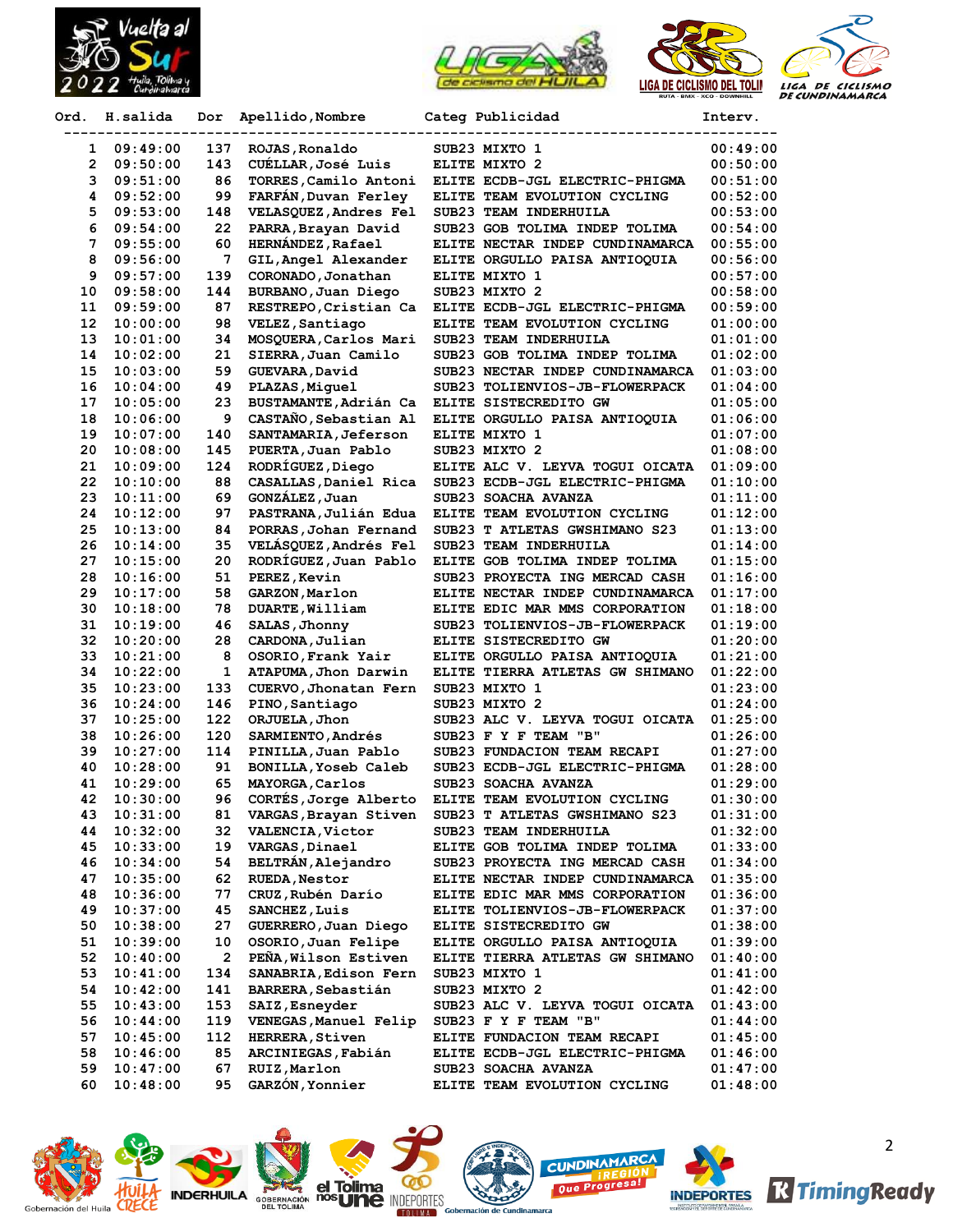| Ord. | H.salida | Dor | Apellido,Nombre | Categ | Publicidad | Interv. |
|---|---|---|---|---|---|---|
| 1 | 09:49:00 | 137 | ROJAS,Ronaldo | SUB23 | MIXTO 1 | 00:49:00 |
| 2 | 09:50:00 | 143 | CUÉLLAR,José Luis | ELITE | MIXTO 2 | 00:50:00 |
| 3 | 09:51:00 | 86 | TORRES,Camilo Antoni | ELITE | ECDB-JGL ELECTRIC-PHIGMA | 00:51:00 |
| 4 | 09:52:00 | 99 | FARFÁN,Duvan Ferley | ELITE | TEAM EVOLUTION CYCLING | 00:52:00 |
| 5 | 09:53:00 | 148 | VELASQUEZ,Andres Fel | SUB23 | TEAM INDERHUILA | 00:53:00 |
| 6 | 09:54:00 | 22 | PARRA,Brayan David | SUB23 | GOB TOLIMA INDEP TOLIMA | 00:54:00 |
| 7 | 09:55:00 | 60 | HERNÁNDEZ,Rafael | ELITE | NECTAR INDEP CUNDINAMARCA | 00:55:00 |
| 8 | 09:56:00 | 7 | GIL,Angel Alexander | ELITE | ORGULLO PAISA ANTIOQUIA | 00:56:00 |
| 9 | 09:57:00 | 139 | CORONADO,Jonathan | ELITE | MIXTO 1 | 00:57:00 |
| 10 | 09:58:00 | 144 | BURBANO,Juan Diego | SUB23 | MIXTO 2 | 00:58:00 |
| 11 | 09:59:00 | 87 | RESTREPO,Cristian Ca | ELITE | ECDB-JGL ELECTRIC-PHIGMA | 00:59:00 |
| 12 | 10:00:00 | 98 | VELEZ,Santiago | ELITE | TEAM EVOLUTION CYCLING | 01:00:00 |
| 13 | 10:01:00 | 34 | MOSQUERA,Carlos Mari | SUB23 | TEAM INDERHUILA | 01:01:00 |
| 14 | 10:02:00 | 21 | SIERRA,Juan Camilo | SUB23 | GOB TOLIMA INDEP TOLIMA | 01:02:00 |
| 15 | 10:03:00 | 59 | GUEVARA,David | SUB23 | NECTAR INDEP CUNDINAMARCA | 01:03:00 |
| 16 | 10:04:00 | 49 | PLAZAS,Miguel | SUB23 | TOLIENVIOS-JB-FLOWERPACK | 01:04:00 |
| 17 | 10:05:00 | 23 | BUSTAMANTE,Adrián Ca | ELITE | SISTECREDITO GW | 01:05:00 |
| 18 | 10:06:00 | 9 | CASTAÑO,Sebastian Al | ELITE | ORGULLO PAISA ANTIOQUIA | 01:06:00 |
| 19 | 10:07:00 | 140 | SANTAMARIA,Jeferson | ELITE | MIXTO 1 | 01:07:00 |
| 20 | 10:08:00 | 145 | PUERTA,Juan Pablo | SUB23 | MIXTO 2 | 01:08:00 |
| 21 | 10:09:00 | 124 | RODRÍGUEZ,Diego | ELITE | ALC V. LEYVA TOGUI OICATA | 01:09:00 |
| 22 | 10:10:00 | 88 | CASALLAS,Daniel Rica | SUB23 | ECDB-JGL ELECTRIC-PHIGMA | 01:10:00 |
| 23 | 10:11:00 | 69 | GONZÁLEZ,Juan | SUB23 | SOACHA AVANZA | 01:11:00 |
| 24 | 10:12:00 | 97 | PASTRANA,Julián Edua | ELITE | TEAM EVOLUTION CYCLING | 01:12:00 |
| 25 | 10:13:00 | 84 | PORRAS,Johan Fernand | SUB23 | T ATLETAS GWSHIMANO S23 | 01:13:00 |
| 26 | 10:14:00 | 35 | VELÁSQUEZ,Andrés Fel | SUB23 | TEAM INDERHUILA | 01:14:00 |
| 27 | 10:15:00 | 20 | RODRÍGUEZ,Juan Pablo | ELITE | GOB TOLIMA INDEP TOLIMA | 01:15:00 |
| 28 | 10:16:00 | 51 | PEREZ,Kevin | SUB23 | PROYECTA ING MERCAD CASH | 01:16:00 |
| 29 | 10:17:00 | 58 | GARZON,Marlon | ELITE | NECTAR INDEP CUNDINAMARCA | 01:17:00 |
| 30 | 10:18:00 | 78 | DUARTE,William | ELITE | EDIC MAR MMS CORPORATION | 01:18:00 |
| 31 | 10:19:00 | 46 | SALAS,Jhonny | SUB23 | TOLIENVIOS-JB-FLOWERPACK | 01:19:00 |
| 32 | 10:20:00 | 28 | CARDONA,Julian | ELITE | SISTECREDITO GW | 01:20:00 |
| 33 | 10:21:00 | 8 | OSORIO,Frank Yair | ELITE | ORGULLO PAISA ANTIOQUIA | 01:21:00 |
| 34 | 10:22:00 | 1 | ATAPUMA,Jhon Darwin | ELITE | TIERRA ATLETAS GW SHIMANO | 01:22:00 |
| 35 | 10:23:00 | 133 | CUERVO,Jhonatan Fern | SUB23 | MIXTO 1 | 01:23:00 |
| 36 | 10:24:00 | 146 | PINO,Santiago | SUB23 | MIXTO 2 | 01:24:00 |
| 37 | 10:25:00 | 122 | ORJUELA,Jhon | SUB23 | ALC V. LEYVA TOGUI OICATA | 01:25:00 |
| 38 | 10:26:00 | 120 | SARMIENTO,Andrés | SUB23 | F Y F TEAM "B" | 01:26:00 |
| 39 | 10:27:00 | 114 | PINILLA,Juan Pablo | SUB23 | FUNDACION TEAM RECAPI | 01:27:00 |
| 40 | 10:28:00 | 91 | BONILLA,Yoseb Caleb | SUB23 | ECDB-JGL ELECTRIC-PHIGMA | 01:28:00 |
| 41 | 10:29:00 | 65 | MAYORGA,Carlos | SUB23 | SOACHA AVANZA | 01:29:00 |
| 42 | 10:30:00 | 96 | CORTÉS,Jorge Alberto | ELITE | TEAM EVOLUTION CYCLING | 01:30:00 |
| 43 | 10:31:00 | 81 | VARGAS,Brayan Stiven | SUB23 | T ATLETAS GWSHIMANO S23 | 01:31:00 |
| 44 | 10:32:00 | 32 | VALENCIA,Victor | SUB23 | TEAM INDERHUILA | 01:32:00 |
| 45 | 10:33:00 | 19 | VARGAS,Dinael | ELITE | GOB TOLIMA INDEP TOLIMA | 01:33:00 |
| 46 | 10:34:00 | 54 | BELTRÁN,Alejandro | SUB23 | PROYECTA ING MERCAD CASH | 01:34:00 |
| 47 | 10:35:00 | 62 | RUEDA,Nestor | ELITE | NECTAR INDEP CUNDINAMARCA | 01:35:00 |
| 48 | 10:36:00 | 77 | CRUZ,Rubén Darío | ELITE | EDIC MAR MMS CORPORATION | 01:36:00 |
| 49 | 10:37:00 | 45 | SANCHEZ,Luis | ELITE | TOLIENVIOS-JB-FLOWERPACK | 01:37:00 |
| 50 | 10:38:00 | 27 | GUERRERO,Juan Diego | ELITE | SISTECREDITO GW | 01:38:00 |
| 51 | 10:39:00 | 10 | OSORIO,Juan Felipe | ELITE | ORGULLO PAISA ANTIOQUIA | 01:39:00 |
| 52 | 10:40:00 | 2 | PEÑA,Wilson Estiven | ELITE | TIERRA ATLETAS GW SHIMANO | 01:40:00 |
| 53 | 10:41:00 | 134 | SANABRIA,Edison Fern | SUB23 | MIXTO 1 | 01:41:00 |
| 54 | 10:42:00 | 141 | BARRERA,Sebastián | SUB23 | MIXTO 2 | 01:42:00 |
| 55 | 10:43:00 | 153 | SAIZ,Esneyder | SUB23 | ALC V. LEYVA TOGUI OICATA | 01:43:00 |
| 56 | 10:44:00 | 119 | VENEGAS,Manuel Felip | SUB23 | F Y F TEAM "B" | 01:44:00 |
| 57 | 10:45:00 | 112 | HERRERA,Stiven | ELITE | FUNDACION TEAM RECAPI | 01:45:00 |
| 58 | 10:46:00 | 85 | ARCINIEGAS,Fabián | ELITE | ECDB-JGL ELECTRIC-PHIGMA | 01:46:00 |
| 59 | 10:47:00 | 67 | RUIZ,Marlon | SUB23 | SOACHA AVANZA | 01:47:00 |
| 60 | 10:48:00 | 95 | GARZÓN,Yonnier | ELITE | TEAM EVOLUTION CYCLING | 01:48:00 |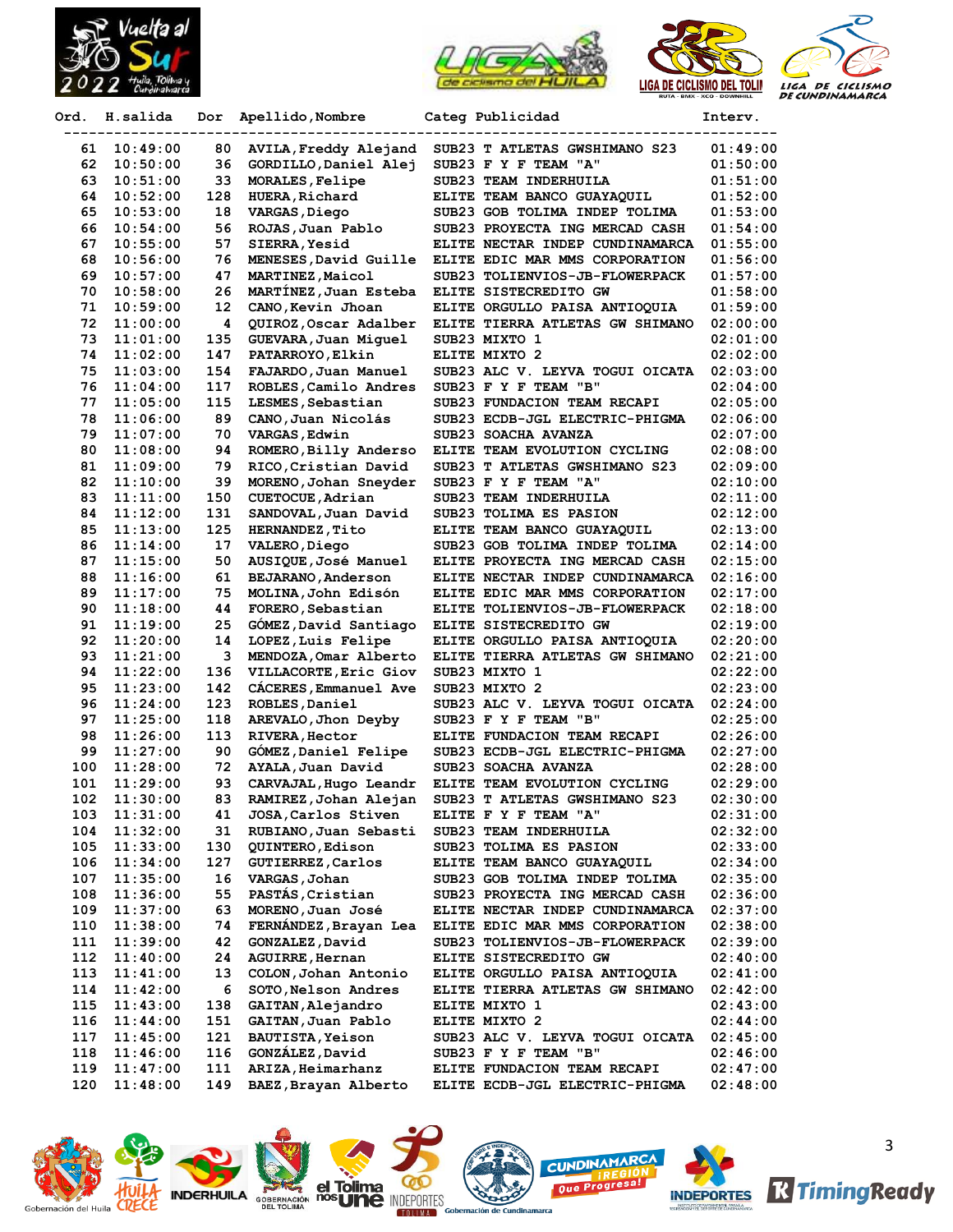| Ord. | H.salida | Dor | Apellido,Nombre | Categ | Publicidad | Interv. |
|---|---|---|---|---|---|---|
| 61 | 10:49:00 | 80 | AVILA,Freddy Alejand | SUB23 | T ATLETAS GWSHIMANO S23 | 01:49:00 |
| 62 | 10:50:00 | 36 | GORDILLO,Daniel Alej | SUB23 | F Y F TEAM "A" | 01:50:00 |
| 63 | 10:51:00 | 33 | MORALES,Felipe | SUB23 | TEAM INDERHUILA | 01:51:00 |
| 64 | 10:52:00 | 128 | HUERA,Richard | ELITE | TEAM BANCO GUAYAQUIL | 01:52:00 |
| 65 | 10:53:00 | 18 | VARGAS,Diego | SUB23 | GOB TOLIMA INDEP TOLIMA | 01:53:00 |
| 66 | 10:54:00 | 56 | ROJAS,Juan Pablo | SUB23 | PROYECTA ING MERCAD CASH | 01:54:00 |
| 67 | 10:55:00 | 57 | SIERRA,Yesid | ELITE | NECTAR INDEP CUNDINAMARCA | 01:55:00 |
| 68 | 10:56:00 | 76 | MENESES,David Guille | ELITE | EDIC MAR MMS CORPORATION | 01:56:00 |
| 69 | 10:57:00 | 47 | MARTINEZ,Maicol | SUB23 | TOLIENVIOS-JB-FLOWERPACK | 01:57:00 |
| 70 | 10:58:00 | 26 | MARTÍNEZ,Juan Esteba | ELITE | SISTECREDITO GW | 01:58:00 |
| 71 | 10:59:00 | 12 | CANO,Kevin Jhoan | ELITE | ORGULLO PAISA ANTIOQUIA | 01:59:00 |
| 72 | 11:00:00 | 4 | QUIROZ,Oscar Adalber | ELITE | TIERRA ATLETAS GW SHIMANO | 02:00:00 |
| 73 | 11:01:00 | 135 | GUEVARA,Juan Miguel | SUB23 | MIXTO 1 | 02:01:00 |
| 74 | 11:02:00 | 147 | PATARROYO,Elkin | ELITE | MIXTO 2 | 02:02:00 |
| 75 | 11:03:00 | 154 | FAJARDO,Juan Manuel | SUB23 | ALC V. LEYVA TOGUI OICATA | 02:03:00 |
| 76 | 11:04:00 | 117 | ROBLES,Camilo Andres | SUB23 | F Y F TEAM "B" | 02:04:00 |
| 77 | 11:05:00 | 115 | LESMES,Sebastian | SUB23 | FUNDACION TEAM RECAPI | 02:05:00 |
| 78 | 11:06:00 | 89 | CANO,Juan Nicolás | SUB23 | ECDB-JGL ELECTRIC-PHIGMA | 02:06:00 |
| 79 | 11:07:00 | 70 | VARGAS,Edwin | SUB23 | SOACHA AVANZA | 02:07:00 |
| 80 | 11:08:00 | 94 | ROMERO,Billy Anderso | ELITE | TEAM EVOLUTION CYCLING | 02:08:00 |
| 81 | 11:09:00 | 79 | RICO,Cristian David | SUB23 | T ATLETAS GWSHIMANO S23 | 02:09:00 |
| 82 | 11:10:00 | 39 | MORENO,Johan Sneyder | SUB23 | F Y F TEAM "A" | 02:10:00 |
| 83 | 11:11:00 | 150 | CUETOCUE,Adrian | SUB23 | TEAM INDERHUILA | 02:11:00 |
| 84 | 11:12:00 | 131 | SANDOVAL,Juan David | SUB23 | TOLIMA ES PASION | 02:12:00 |
| 85 | 11:13:00 | 125 | HERNANDEZ,Tito | ELITE | TEAM BANCO GUAYAQUIL | 02:13:00 |
| 86 | 11:14:00 | 17 | VALERO,Diego | SUB23 | GOB TOLIMA INDEP TOLIMA | 02:14:00 |
| 87 | 11:15:00 | 50 | AUSIQUE,José Manuel | ELITE | PROYECTA ING MERCAD CASH | 02:15:00 |
| 88 | 11:16:00 | 61 | BEJARANO,Anderson | ELITE | NECTAR INDEP CUNDINAMARCA | 02:16:00 |
| 89 | 11:17:00 | 75 | MOLINA,John Edisón | ELITE | EDIC MAR MMS CORPORATION | 02:17:00 |
| 90 | 11:18:00 | 44 | FORERO,Sebastian | ELITE | TOLIENVIOS-JB-FLOWERPACK | 02:18:00 |
| 91 | 11:19:00 | 25 | GÓMEZ,David Santiago | ELITE | SISTECREDITO GW | 02:19:00 |
| 92 | 11:20:00 | 14 | LOPEZ,Luis Felipe | ELITE | ORGULLO PAISA ANTIOQUIA | 02:20:00 |
| 93 | 11:21:00 | 3 | MENDOZA,Omar Alberto | ELITE | TIERRA ATLETAS GW SHIMANO | 02:21:00 |
| 94 | 11:22:00 | 136 | VILLACORTE,Eric Giov | SUB23 | MIXTO 1 | 02:22:00 |
| 95 | 11:23:00 | 142 | CÁCERES,Emmanuel Ave | SUB23 | MIXTO 2 | 02:23:00 |
| 96 | 11:24:00 | 123 | ROBLES,Daniel | SUB23 | ALC V. LEYVA TOGUI OICATA | 02:24:00 |
| 97 | 11:25:00 | 118 | AREVALO,Jhon Deyby | SUB23 | F Y F TEAM "B" | 02:25:00 |
| 98 | 11:26:00 | 113 | RIVERA,Hector | ELITE | FUNDACION TEAM RECAPI | 02:26:00 |
| 99 | 11:27:00 | 90 | GÓMEZ,Daniel Felipe | SUB23 | ECDB-JGL ELECTRIC-PHIGMA | 02:27:00 |
| 100 | 11:28:00 | 72 | AYALA,Juan David | SUB23 | SOACHA AVANZA | 02:28:00 |
| 101 | 11:29:00 | 93 | CARVAJAL,Hugo Leandr | ELITE | TEAM EVOLUTION CYCLING | 02:29:00 |
| 102 | 11:30:00 | 83 | RAMIREZ,Johan Alejan | SUB23 | T ATLETAS GWSHIMANO S23 | 02:30:00 |
| 103 | 11:31:00 | 41 | JOSA,Carlos Stiven | ELITE | F Y F TEAM "A" | 02:31:00 |
| 104 | 11:32:00 | 31 | RUBIANO,Juan Sebasti | SUB23 | TEAM INDERHUILA | 02:32:00 |
| 105 | 11:33:00 | 130 | QUINTERO,Edison | SUB23 | TOLIMA ES PASION | 02:33:00 |
| 106 | 11:34:00 | 127 | GUTIERREZ,Carlos | ELITE | TEAM BANCO GUAYAQUIL | 02:34:00 |
| 107 | 11:35:00 | 16 | VARGAS,Johan | SUB23 | GOB TOLIMA INDEP TOLIMA | 02:35:00 |
| 108 | 11:36:00 | 55 | PASTÁS,Cristian | SUB23 | PROYECTA ING MERCAD CASH | 02:36:00 |
| 109 | 11:37:00 | 63 | MORENO,Juan José | ELITE | NECTAR INDEP CUNDINAMARCA | 02:37:00 |
| 110 | 11:38:00 | 74 | FERNÁNDEZ,Brayan Lea | ELITE | EDIC MAR MMS CORPORATION | 02:38:00 |
| 111 | 11:39:00 | 42 | GONZALEZ,David | SUB23 | TOLIENVIOS-JB-FLOWERPACK | 02:39:00 |
| 112 | 11:40:00 | 24 | AGUIRRE,Hernan | ELITE | SISTECREDITO GW | 02:40:00 |
| 113 | 11:41:00 | 13 | COLON,Johan Antonio | ELITE | ORGULLO PAISA ANTIOQUIA | 02:41:00 |
| 114 | 11:42:00 | 6 | SOTO,Nelson Andres | ELITE | TIERRA ATLETAS GW SHIMANO | 02:42:00 |
| 115 | 11:43:00 | 138 | GAITAN,Alejandro | ELITE | MIXTO 1 | 02:43:00 |
| 116 | 11:44:00 | 151 | GAITAN,Juan Pablo | ELITE | MIXTO 2 | 02:44:00 |
| 117 | 11:45:00 | 121 | BAUTISTA,Yeison | SUB23 | ALC V. LEYVA TOGUI OICATA | 02:45:00 |
| 118 | 11:46:00 | 116 | GONZÁLEZ,David | SUB23 | F Y F TEAM "B" | 02:46:00 |
| 119 | 11:47:00 | 111 | ARIZA,Heimarhanz | ELITE | FUNDACION TEAM RECAPI | 02:47:00 |
| 120 | 11:48:00 | 149 | BAEZ,Brayan Alberto | ELITE | ECDB-JGL ELECTRIC-PHIGMA | 02:48:00 |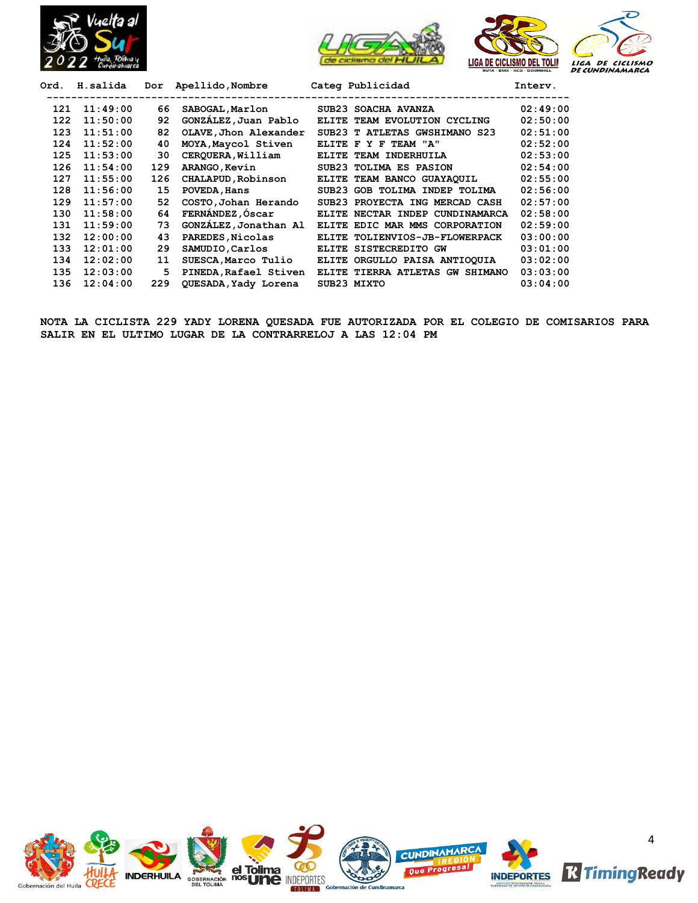| Ord. | H.salida | Dor | Apellido,Nombre | Categ | Publicidad | Interv. |
|---|---|---|---|---|---|---|
| 121 | 11:49:00 | 66 | SABOGAL,Marlon | SUB23 | SOACHA AVANZA | 02:49:00 |
| 122 | 11:50:00 | 92 | GONZÁLEZ,Juan Pablo | ELITE | TEAM EVOLUTION CYCLING | 02:50:00 |
| 123 | 11:51:00 | 82 | OLAVE,Jhon Alexander | SUB23 | T ATLETAS GWSHIMANO S23 | 02:51:00 |
| 124 | 11:52:00 | 40 | MOYA,Maycol Stiven | ELITE | F Y F TEAM "A" | 02:52:00 |
| 125 | 11:53:00 | 30 | CERQUERA,William | ELITE | TEAM INDERHUILA | 02:53:00 |
| 126 | 11:54:00 | 129 | ARANGO,Kevin | SUB23 | TOLIMA ES PASION | 02:54:00 |
| 127 | 11:55:00 | 126 | CHALAPUD,Robinson | ELITE | TEAM BANCO GUAYAQUIL | 02:55:00 |
| 128 | 11:56:00 | 15 | POVEDA,Hans | SUB23 | GOB TOLIMA INDEP TOLIMA | 02:56:00 |
| 129 | 11:57:00 | 52 | COSTO,Johan Herando | SUB23 | PROYECTA ING MERCAD CASH | 02:57:00 |
| 130 | 11:58:00 | 64 | FERNÁNDEZ,Óscar | ELITE | NECTAR INDEP CUNDINAMARCA | 02:58:00 |
| 131 | 11:59:00 | 73 | GONZÁLEZ,Jonathan Al | ELITE | EDIC MAR MMS CORPORATION | 02:59:00 |
| 132 | 12:00:00 | 43 | PAREDES,Nicolas | ELITE | TOLIENVIOS-JB-FLOWERPACK | 03:00:00 |
| 133 | 12:01:00 | 29 | SAMUDIO,Carlos | ELITE | SISTECREDITO GW | 03:01:00 |
| 134 | 12:02:00 | 11 | SUESCA,Marco Tulio | ELITE | ORGULLO PAISA ANTIOQUIA | 03:02:00 |
| 135 | 12:03:00 | 5 | PINEDA,Rafael Stiven | ELITE | TIERRA ATLETAS GW SHIMANO | 03:03:00 |
| 136 | 12:04:00 | 229 | QUESADA,Yady Lorena | SUB23 | MIXTO | 03:04:00 |

**NOTA LA CICLISTA 229 YADY LORENA QUESADA FUE AUTORIZADA POR EL COLEGIO DE COMISARIOS PARA SALIR EN EL ULTIMO LUGAR DE LA CONTRARRELOJ A LAS 12:04 PM**